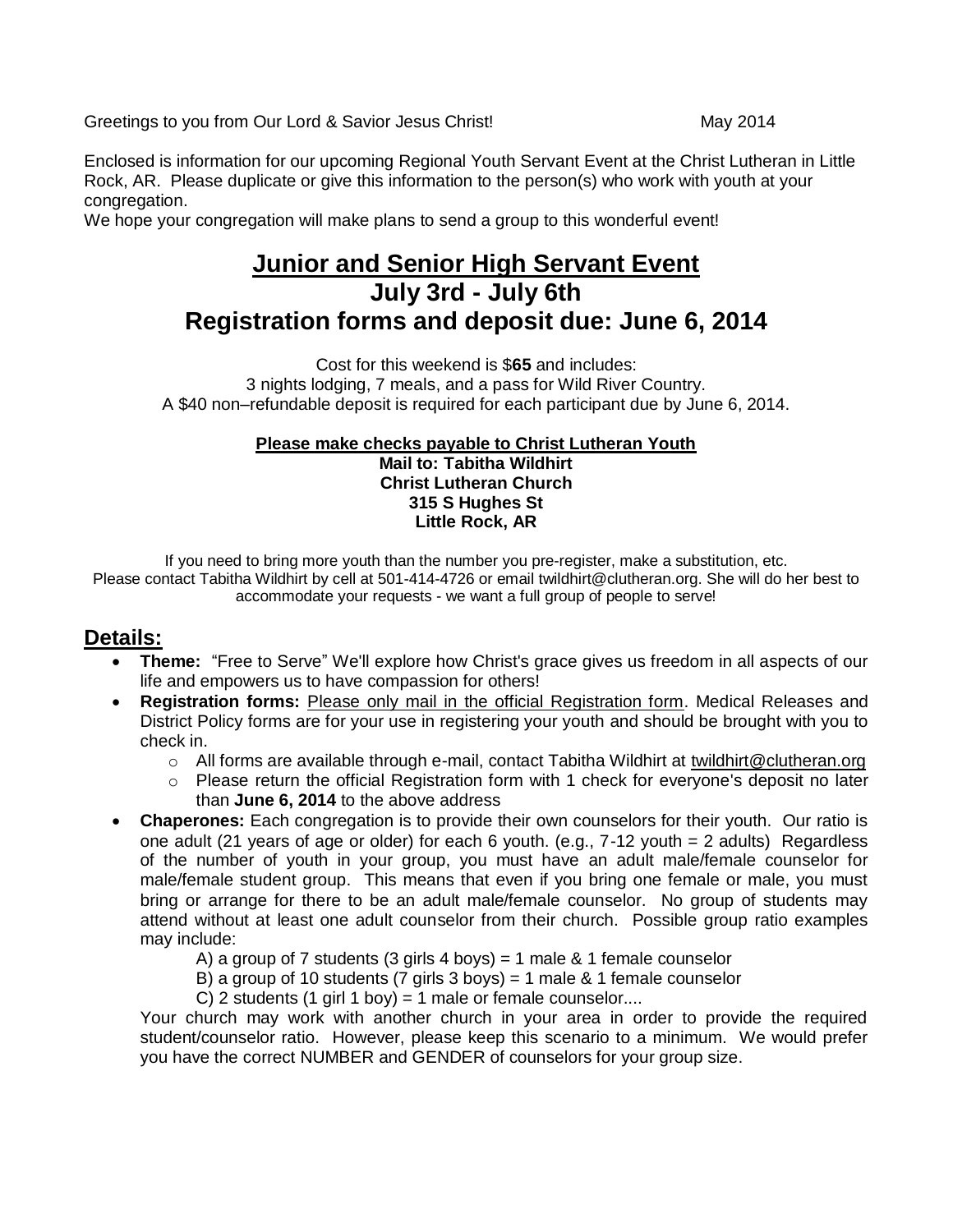Greetings to you from Our Lord & Savior Jesus Christ! May 2014

Enclosed is information for our upcoming Regional Youth Servant Event at the Christ Lutheran in Little Rock, AR. Please duplicate or give this information to the person(s) who work with youth at your congregation.
We hope your congregation will make plans to send a group to this wonderful event!

# Junior and Senior High Servant Event

## July 3rd - July 6th

## Registration forms and deposit due: June 6, 2014

Cost for this weekend is $**65** and includes:
3 nights lodging, 7 meals, and a pass for Wild River Country.
A $40 non–refundable deposit is required for each participant due by June 6, 2014.

**Please make checks payable to Christ Lutheran Youth**
**Mail to: Tabitha Wildhirt**
**Christ Lutheran Church**
**315 S Hughes St**
**Little Rock, AR**

If you need to bring more youth than the number you pre-register, make a substitution, etc.
Please contact Tabitha Wildhirt by cell at 501-414-4726 or email twildhirt@clutheran.org. She will do her best to accommodate your requests - we want a full group of people to serve!

## Details:

- **Theme:** "Free to Serve" We'll explore how Christ's grace gives us freedom in all aspects of our life and empowers us to have compassion for others!
- **Registration forms:** Please only mail in the official Registration form. Medical Releases and District Policy forms are for your use in registering your youth and should be brought with you to check in.
  - All forms are available through e-mail, contact Tabitha Wildhirt at twildhirt@clutheran.org
  - Please return the official Registration form with 1 check for everyone's deposit no later than **June 6, 2014** to the above address
- **Chaperones:** Each congregation is to provide their own counselors for their youth. Our ratio is one adult (21 years of age or older) for each 6 youth. (e.g., 7-12 youth = 2 adults) Regardless of the number of youth in your group, you must have an adult male/female counselor for male/female student group. This means that even if you bring one female or male, you must bring or arrange for there to be an adult male/female counselor. No group of students may attend without at least one adult counselor from their church. Possible group ratio examples may include:

  A) a group of 7 students (3 girls 4 boys) = 1 male & 1 female counselor
  B) a group of 10 students (7 girls 3 boys) = 1 male & 1 female counselor
  C) 2 students (1 girl 1 boy) = 1 male or female counselor....

  Your church may work with another church in your area in order to provide the required student/counselor ratio. However, please keep this scenario to a minimum. We would prefer you have the correct NUMBER and GENDER of counselors for your group size.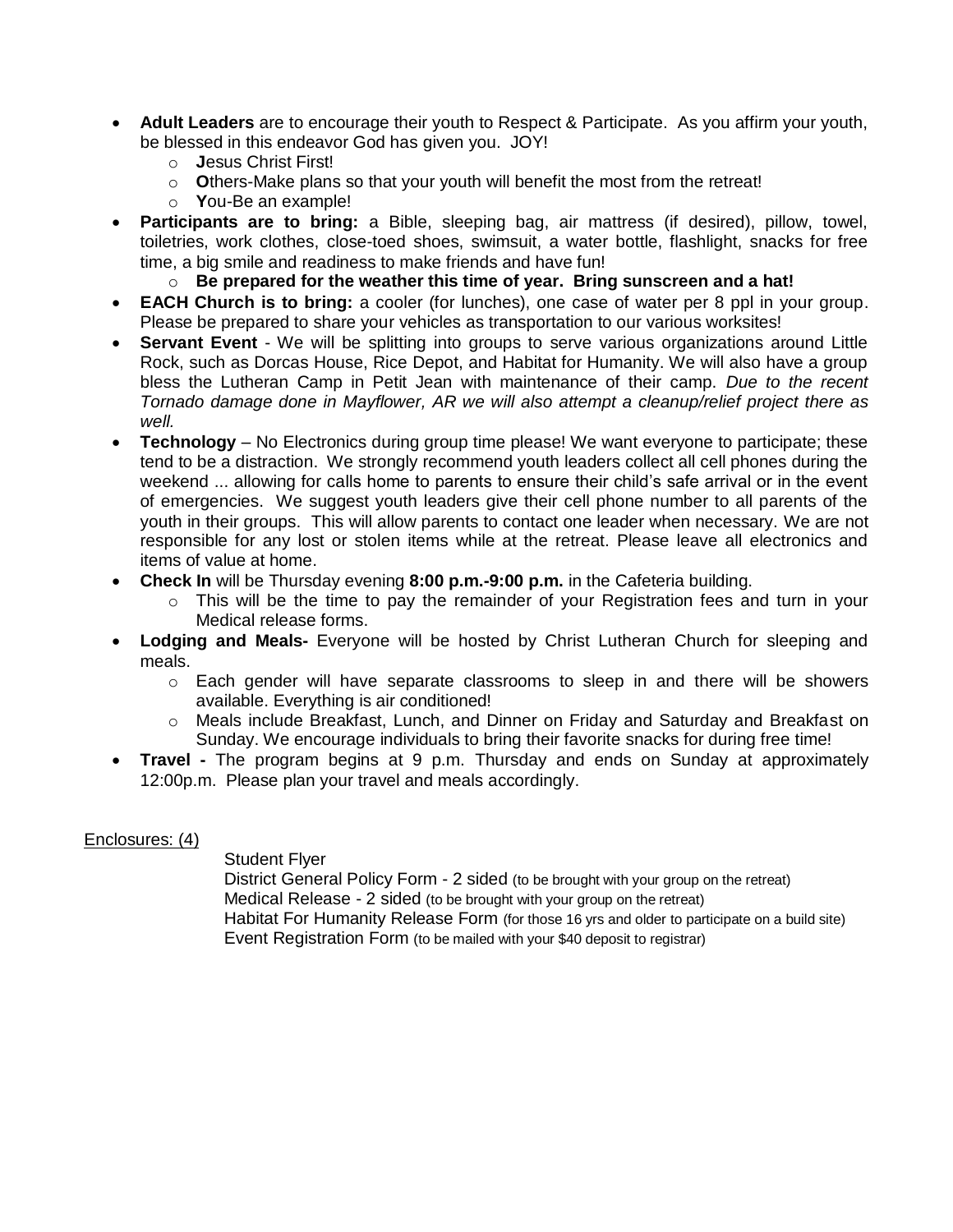- **Adult Leaders** are to encourage their youth to Respect & Participate. As you affirm your youth, be blessed in this endeavor God has given you. JOY!
  - **J**esus Christ First!
  - **O**thers-Make plans so that your youth will benefit the most from the retreat!
  - **Y**ou-Be an example!
- **Participants are to bring:** a Bible, sleeping bag, air mattress (if desired), pillow, towel, toiletries, work clothes, close-toed shoes, swimsuit, a water bottle, flashlight, snacks for free time, a big smile and readiness to make friends and have fun!
  - **Be prepared for the weather this time of year. Bring sunscreen and a hat!**
- **EACH Church is to bring:** a cooler (for lunches), one case of water per 8 ppl in your group. Please be prepared to share your vehicles as transportation to our various worksites!
- **Servant Event** - We will be splitting into groups to serve various organizations around Little Rock, such as Dorcas House, Rice Depot, and Habitat for Humanity. We will also have a group bless the Lutheran Camp in Petit Jean with maintenance of their camp. *Due to the recent Tornado damage done in Mayflower, AR we will also attempt a cleanup/relief project there as well.*
- **Technology** – No Electronics during group time please! We want everyone to participate; these tend to be a distraction. We strongly recommend youth leaders collect all cell phones during the weekend ... allowing for calls home to parents to ensure their child's safe arrival or in the event of emergencies. We suggest youth leaders give their cell phone number to all parents of the youth in their groups. This will allow parents to contact one leader when necessary. We are not responsible for any lost or stolen items while at the retreat. Please leave all electronics and items of value at home.
- **Check In** will be Thursday evening **8:00 p.m.-9:00 p.m.** in the Cafeteria building.
  - This will be the time to pay the remainder of your Registration fees and turn in your Medical release forms.
- **Lodging and Meals-** Everyone will be hosted by Christ Lutheran Church for sleeping and meals.
  - Each gender will have separate classrooms to sleep in and there will be showers available. Everything is air conditioned!
  - Meals include Breakfast, Lunch, and Dinner on Friday and Saturday and Breakfast on Sunday. We encourage individuals to bring their favorite snacks for during free time!
- **Travel -** The program begins at 9 p.m. Thursday and ends on Sunday at approximately 12:00p.m. Please plan your travel and meals accordingly.

Enclosures: (4)

Student Flyer
District General Policy Form - 2 sided (to be brought with your group on the retreat)
Medical Release - 2 sided (to be brought with your group on the retreat)
Habitat For Humanity Release Form (for those 16 yrs and older to participate on a build site)
Event Registration Form (to be mailed with your $40 deposit to registrar)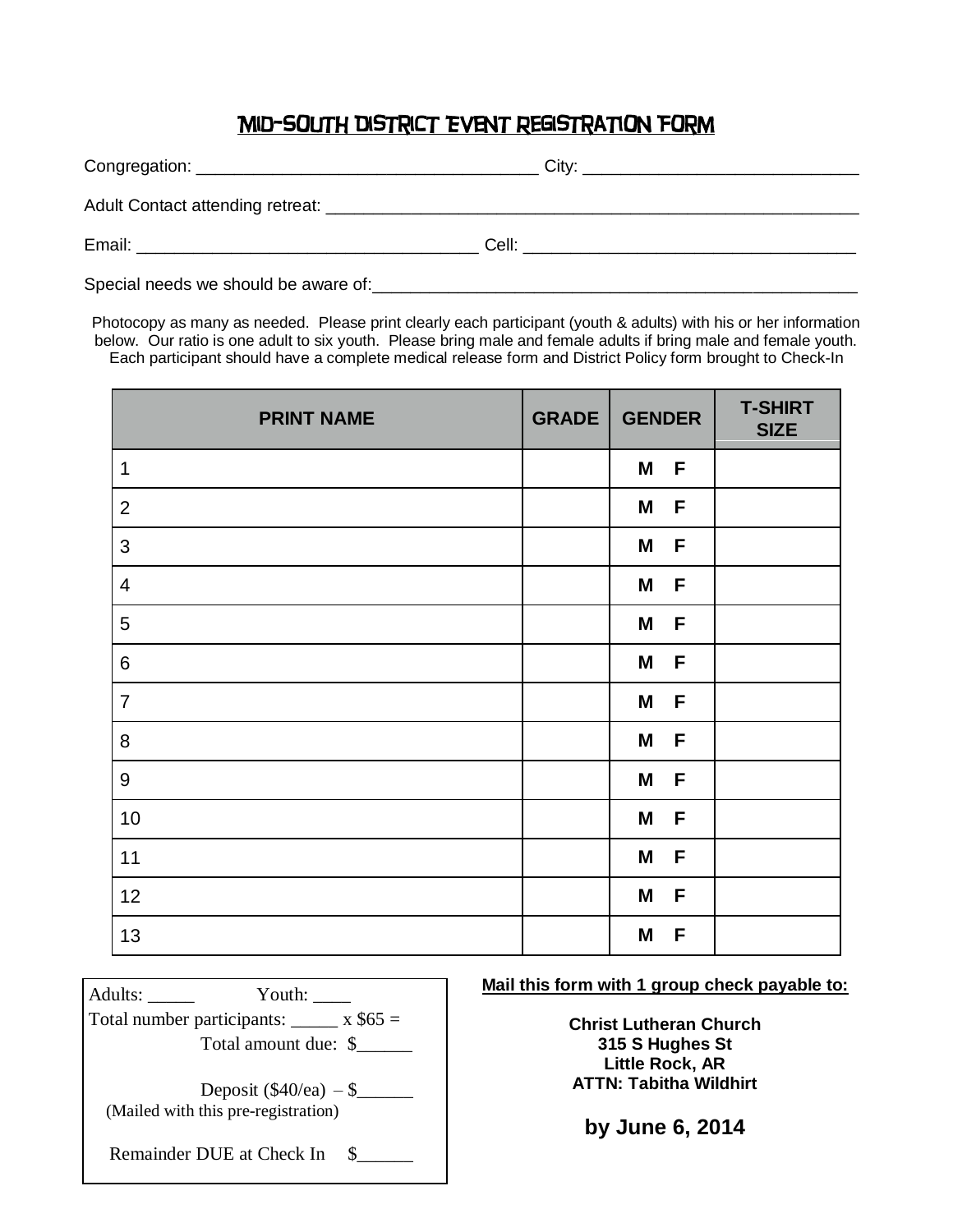# MID-SOUTH DISTRICT EVENT REGISTRATION FORM

Congregation: ___________________________________ City: ____________________________

Adult Contact attending retreat: _______________________________________________________

Email: ___________________________________ Cell: __________________________________

Special needs we should be aware of:_____________________________________________________

Photocopy as many as needed. Please print clearly each participant (youth & adults) with his or her information below. Our ratio is one adult to six youth. Please bring male and female adults if bring male and female youth. Each participant should have a complete medical release form and District Policy form brought to Check-In

| PRINT NAME | GRADE | GENDER | T-SHIRT SIZE |
|---|---|---|---|
| 1 | | M F | |
| 2 | | M F | |
| 3 | | M F | |
| 4 | | M F | |
| 5 | | M F | |
| 6 | | M F | |
| 7 | | M F | |
| 8 | | M F | |
| 9 | | M F | |
| 10 | | M F | |
| 11 | | M F | |
| 12 | | M F | |
| 13 | | M F | |

Adults: _____ Youth: ____

Total number participants: _____ x $65 =

Total amount due: $______

Deposit ($40/ea) – $______

(Mailed with this pre-registration)

Remainder DUE at Check In $______

**Mail this form with 1 group check payable to:**

**Christ Lutheran Church**
**315 S Hughes St**
**Little Rock, AR**
**ATTN: Tabitha Wildhirt**

**by June 6, 2014**